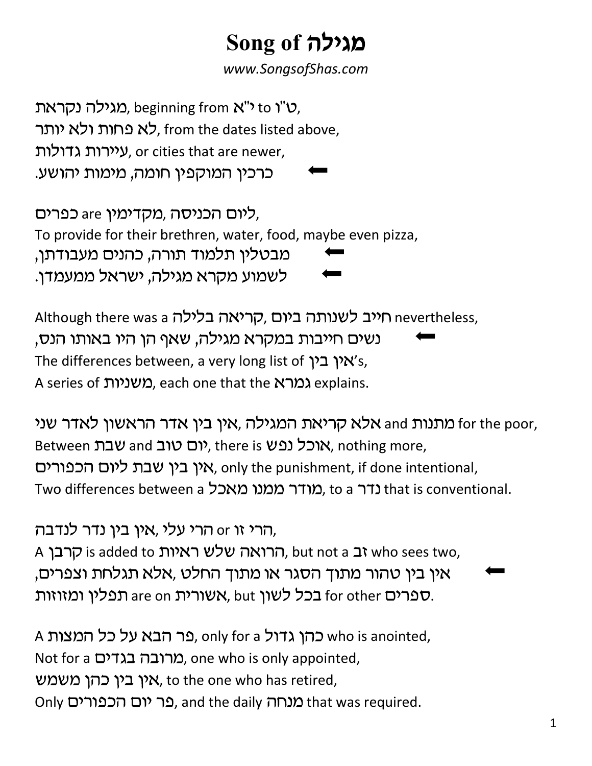# Song of מגילה

*www.SongsofShas.com*

מגילה נקראת, beginning from י"א to ט"ו,
לא פחות ולא יותר, from the dates listed above,
עיירות גדולות, or cities that are newer,
כרכין המוקפין חומה, מימות יהושע. ⬅

כפרים are מקדימין, ליום הכניסה,
To provide for their brethren, water, food, maybe even pizza,
מבטלין תלמוד תורה, כהנים מעבודתן, ⬅
לשמוע מקרא מגילה, ישראל ממעמדן. ⬅

Although there was a קריאה בלילה, חייב לשנותה ביום nevertheless,
נשים חייבות במקרא מגילה, שאף הן היו באותו הנס, ⬅
The differences between, a very long list of אין בין's,
A series of משניות, each one that the גמרא explains.

אין בין אדר הראשון לאדר שני, אלא קריאת המגילה and מתנות for the poor,
Between שבת and יום טוב, there is אוכל נפש, nothing more,
אין בין שבת ליום הכפורים, only the punishment, if done intentional,
Two differences between a מודר ממנו מאכל, to a נדר that is conventional.

אין בין נדר לנדבה, הרי עלי or הרי זו,
A קרבן is added to הרואה שלש ראיות, but not a זב who sees two,
אין בין טהור מתוך הסגר או מתוך החלט, אלא תגלחת וצפרים, ⬅
תפלין ומזוזות are on אשורית, but בכל לשון for other ספרים.

A פר הבא על כל המצות, only for a כהן גדול who is anointed,
Not for a מרובה בגדים, one who is only appointed,
אין בין כהן משמש, to the one who has retired,
Only פר יום הכפורים, and the daily מנחה that was required.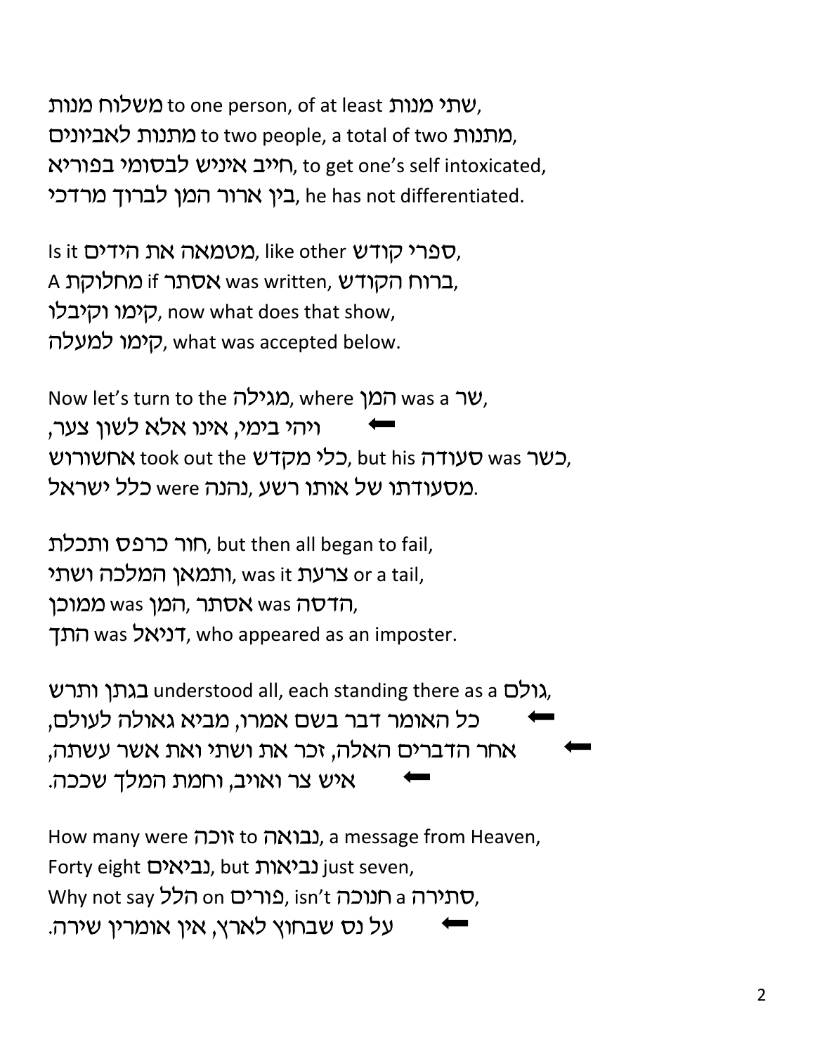משלוח מנות to one person, of at least שתי מנות,
מתנות לאביונים to two people, a total of two מתנות,
חייב איניש לבסומי בפוריא, to get one's self intoxicated,
בין ארור המן לברוך מרדכי, he has not differentiated.

Is it מטמאה את הידים, like other ספרי קודש,
A מחלוקת if אסתר was written, ברוח הקודש,
קימו וקיבלו, now what does that show,
קימו למעלה, what was accepted below.

Now let's turn to the מגילה, where המן was a שר,
⬅ ויהי בימי, אינו אלא לשון צער,
אחשורוש took out the כלי מקדש, but his סעודה was כשר,
כלל ישראל were נהנה, מסעודתו של אותו רשע.

חור כרפס ותכלת, but then all began to fail,
ותמאן המלכה ושתי, was it צרעת or a tail,
הדסה was אסתר, המן was ממוכן,
התך was דניאל, who appeared as an imposter.

בגתן ותרש understood all, each standing there as a גולם,
⬅ כל האומר דבר בשם אמרו, מביא גאולה לעולם,
⬅ אחר הדברים האלה, זכר את ושתי ואת אשר עשתה,
⬅ איש צר ואויב, וחמת המלך שככה.

How many were זוכה to נבואה, a message from Heaven,
Forty eight נביאים, but נביאות just seven,
Why not say הלל on פורים, isn't חנוכה a סתירה,
⬅ על נס שבחוץ לארץ, אין אומרין שירה.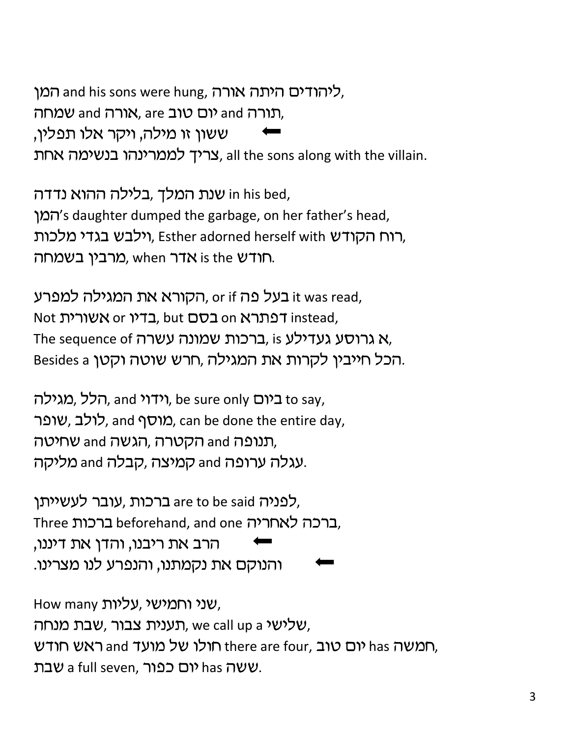המן and his sons were hung, ליהודים היתה אורה,
שמחה and אורה, are יום טוב and תורה,
⬅ ששון זו מילה, ויקר אלו תפלין,
צריך לממרינהו בנשימה אחת, all the sons along with the villain.

שנת המלך ,בלילה ההוא נדדה in his bed,
המן's daughter dumped the garbage, on her father's head,
וילבש בגדי מלכות, Esther adorned herself with רוח הקודש,
מרבין בשמחה, when אדר is the חודש.

הקורא את המגילה למפרע, or if בעל פה it was read,
Not אשורית or בדיו, but בסם on דפתרא instead,
The sequence of ברכות שמונה עשרה, is א גרוסע געדילע,
Besides a חרש שוטה וקטן ,הכל חייבין לקרות את המגילה.

הלל ,מגילה, and וידוי, be sure only ביום to say,
שופר ,לולב, and מוסף, can be done the entire day,
שחיטה and הקטרה ,הגשה and תנופה,
מליקה and קמיצה ,קבלה and עגלה ערופה.

עובר לעשייתן ,ברכות are to be said לפניה,
Three ברכות beforehand, and one ברכה לאחריה,
⬅ הרב את ריבנו, והדן את דיננו,
⬅ והנוקם את נקמתנו, והנפרע לנו מצרינו.

How many שני וחמישי ,עליות,
תענית צבור ,שבת מנחה, we call up a שלישי,
ראש חודש and חולו של מועד there are four, יום טוב has חמשה,
שבת a full seven, יום כפור has ששה.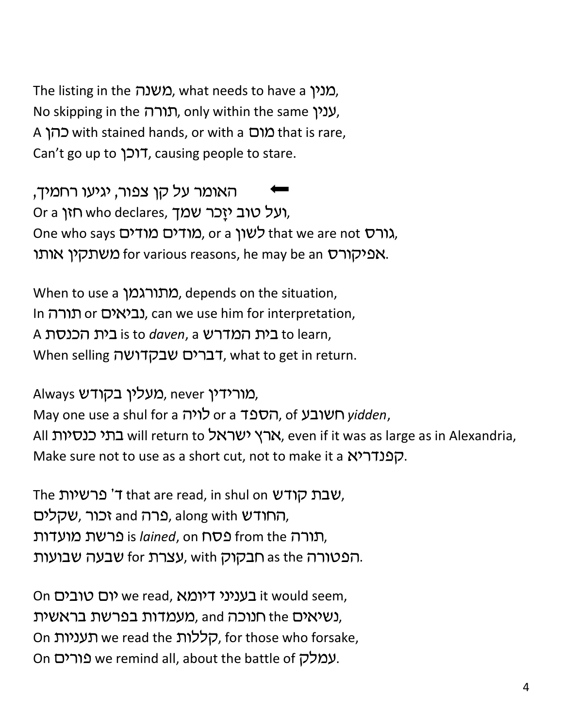The listing in the משנה, what needs to have a מנין,
No skipping in the תורה, only within the same ענין,
A כהן with stained hands, or with a מום that is rare,
Can't go up to דוכן, causing people to stare.

← האומר על קן צפור, יגיעו רחמיך,
Or a חזן who declares, ועל טוב יזָכר שמך,
One who says מודים מודים, or a לשון that we are not גורס,
משתקין אותו for various reasons, he may be an אפיקורס.

When to use a מתורגמן, depends on the situation,
In תורה or נביאים, can we use him for interpretation,
A בית הכנסת is to *daven*, a בית המדרש to learn,
When selling דברים שבקדושה, what to get in return.

Always מעלין בקודש, never מורידין,
May one use a shul for a לויה or a הספד, of חשובע *yidden*,
All בתי כנסיות will return to ארץ ישראל, even if it was as large as in Alexandria,
Make sure not to use as a short cut, not to make it a קפנדריא.

The ד' פרשיות that are read, in shul on שבת קודש,
שקלים, זכור and פרה, along with החודש,
פרשת מועדות is *lained*, on פסח from the תורה,
שבעה שבועות for עצרת, with חבקוק as the הפטורה.

On יום טובים we read, בעניני דיומא it would seem,
מעמדות בפרשת בראשית, and חנוכה the נשיאים,
On תעניות we read the קללות, for those who forsake,
On פורים we remind all, about the battle of עמלק.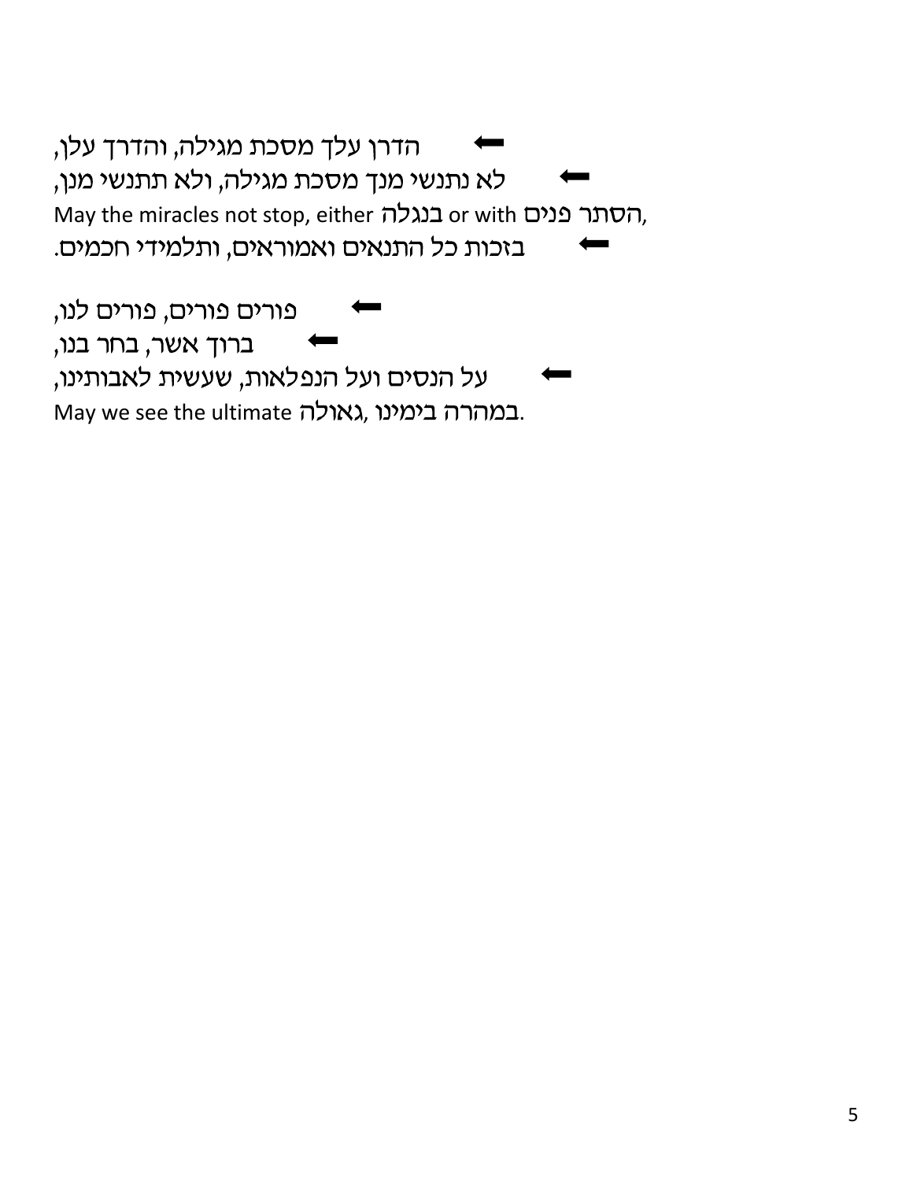⬅ הדרן עלך מסכת מגילה, והדרך עלן,

⬅ לא נתנשי מנך מסכת מגילה, ולא תתנשי מנן,

May the miracles not stop, either בנגלה or with הסתר פנים,

⬅ בזכות כל התנאים ואמוראים, ותלמידי חכמים.

⬅ פורים פורים, פורים לנו,

⬅ ברוך אשר, בחר בנו,

⬅ על הנסים ועל הנפלאות, שעשית לאבותינו,

May we see the ultimate גאולה, במהרה בימינו.